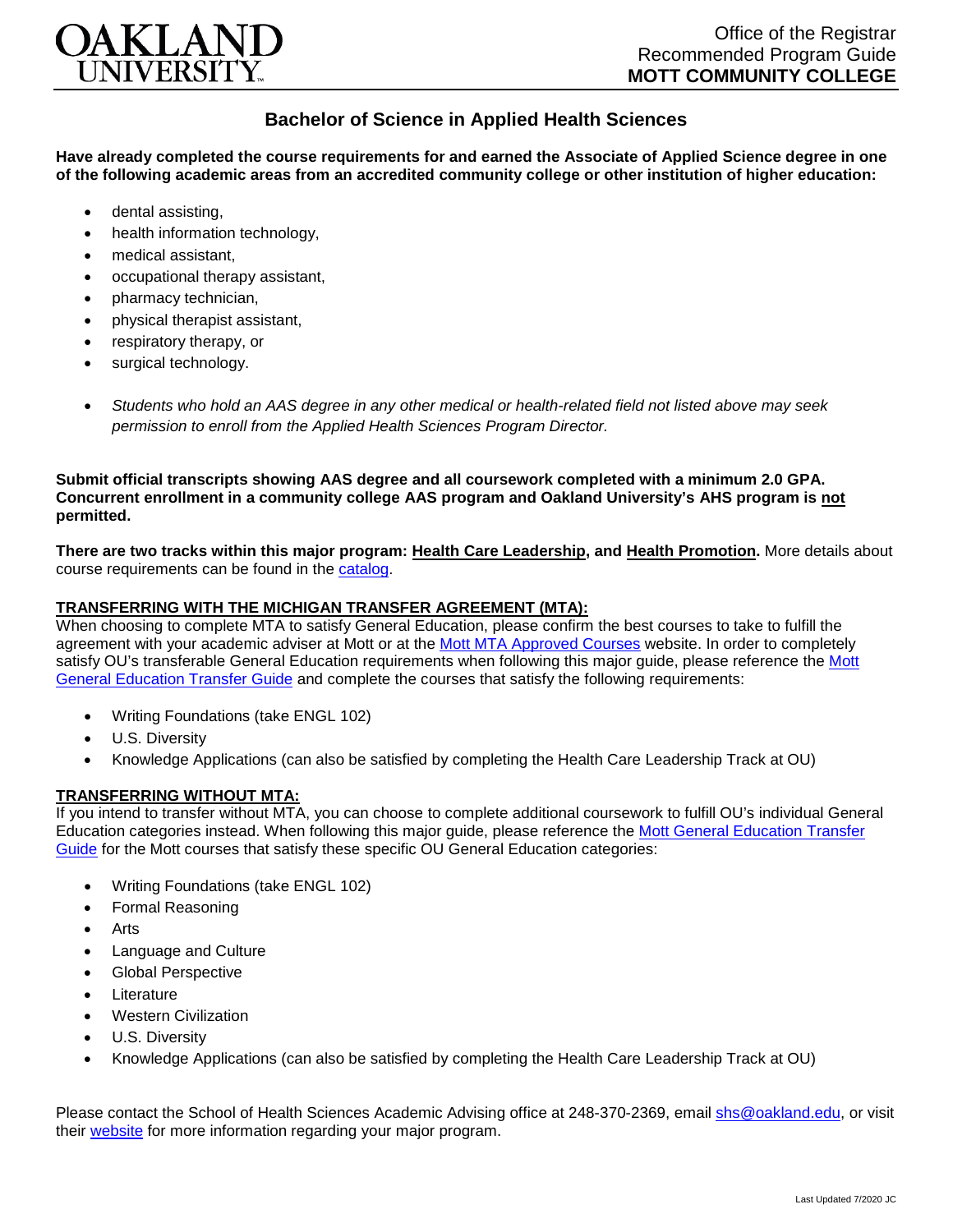# OAKLAND UNIVERSITY

Office of the Registrar
Recommended Program Guide
**MOTT COMMUNITY COLLEGE**

## Bachelor of Science in Applied Health Sciences

**Have already completed the course requirements for and earned the Associate of Applied Science degree in one of the following academic areas from an accredited community college or other institution of higher education:**

- dental assisting,
- health information technology,
- medical assistant,
- occupational therapy assistant,
- pharmacy technician,
- physical therapist assistant,
- respiratory therapy, or
- surgical technology.

- *Students who hold an AAS degree in any other medical or health-related field not listed above may seek permission to enroll from the Applied Health Sciences Program Director.*

**Submit official transcripts showing AAS degree and all coursework completed with a minimum 2.0 GPA. Concurrent enrollment in a community college AAS program and Oakland University's AHS program is not permitted.**

**There are two tracks within this major program: Health Care Leadership, and Health Promotion.** More details about course requirements can be found in the catalog.

**TRANSFERRING WITH THE MICHIGAN TRANSFER AGREEMENT (MTA):**

When choosing to complete MTA to satisfy General Education, please confirm the best courses to take to fulfill the agreement with your academic adviser at Mott or at the Mott MTA Approved Courses website. In order to completely satisfy OU's transferable General Education requirements when following this major guide, please reference the Mott General Education Transfer Guide and complete the courses that satisfy the following requirements:

- Writing Foundations (take ENGL 102)
- U.S. Diversity
- Knowledge Applications (can also be satisfied by completing the Health Care Leadership Track at OU)

**TRANSFERRING WITHOUT MTA:**

If you intend to transfer without MTA, you can choose to complete additional coursework to fulfill OU's individual General Education categories instead. When following this major guide, please reference the Mott General Education Transfer Guide for the Mott courses that satisfy these specific OU General Education categories:

- Writing Foundations (take ENGL 102)
- Formal Reasoning
- Arts
- Language and Culture
- Global Perspective
- Literature
- Western Civilization
- U.S. Diversity
- Knowledge Applications (can also be satisfied by completing the Health Care Leadership Track at OU)

Please contact the School of Health Sciences Academic Advising office at 248-370-2369, email shs@oakland.edu, or visit their website for more information regarding your major program.

Last Updated 7/2020 JC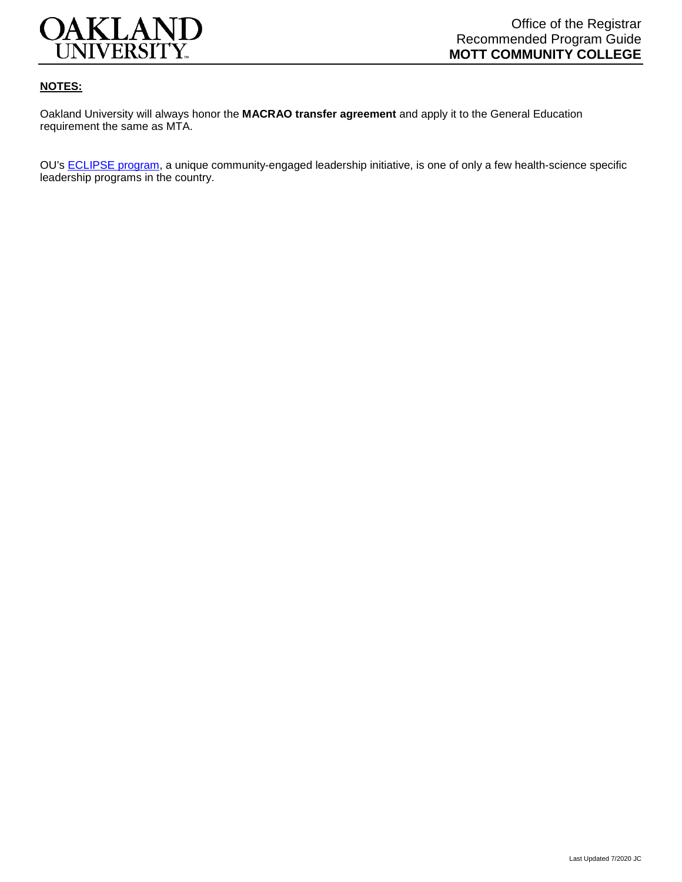**NOTES:**

Oakland University will always honor the **MACRAO transfer agreement** and apply it to the General Education requirement the same as MTA.

OU's ECLIPSE program, a unique community-engaged leadership initiative, is one of only a few health-science specific leadership programs in the country.

Last Updated 7/2020 JC